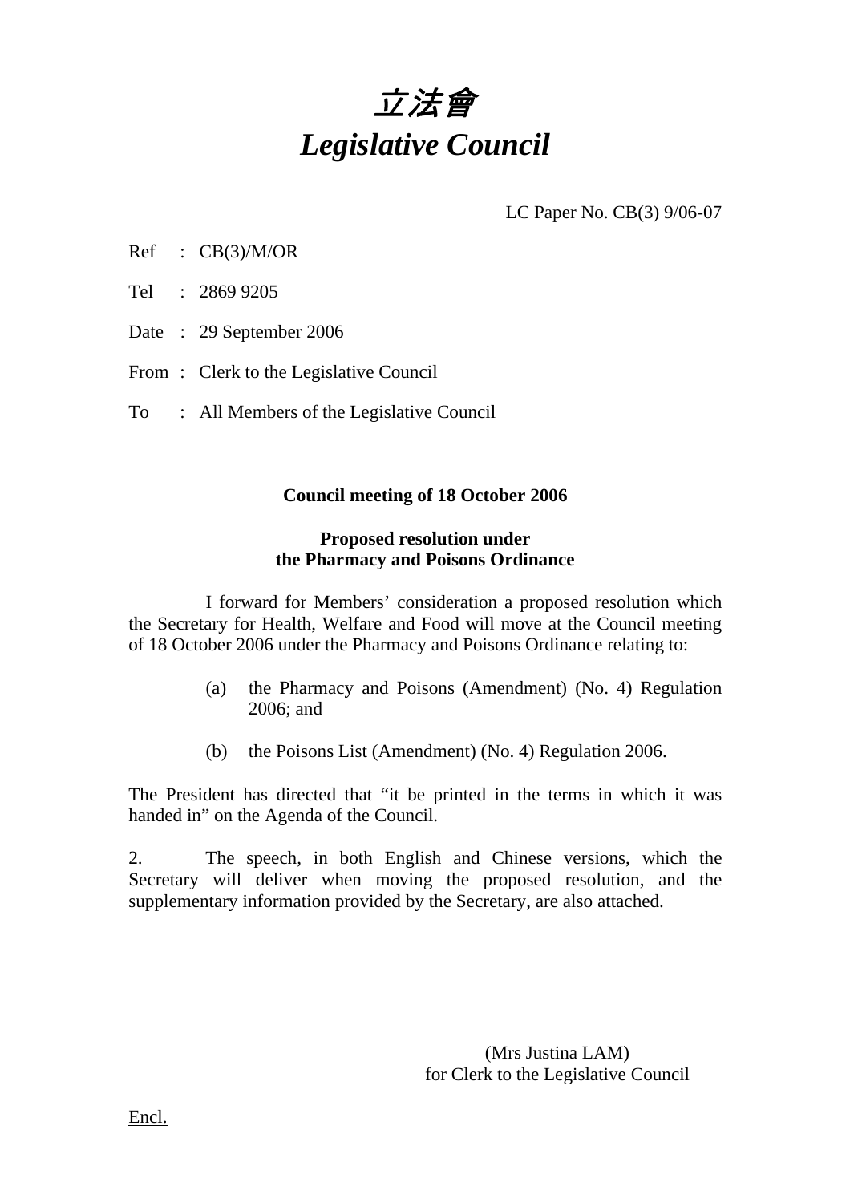# *立法會*
# *Legislative Council*

LC Paper No. CB(3) 9/06-07

Ref : CB(3)/M/OR

Tel : 2869 9205

Date : 29 September 2006

From : Clerk to the Legislative Council

To : All Members of the Legislative Council

---

**Council meeting of 18 October 2006**

**Proposed resolution under**
**the Pharmacy and Poisons Ordinance**

I forward for Members' consideration a proposed resolution which the Secretary for Health, Welfare and Food will move at the Council meeting of 18 October 2006 under the Pharmacy and Poisons Ordinance relating to:

(a) the Pharmacy and Poisons (Amendment) (No. 4) Regulation 2006; and

(b) the Poisons List (Amendment) (No. 4) Regulation 2006.

The President has directed that "it be printed in the terms in which it was handed in" on the Agenda of the Council.

2. The speech, in both English and Chinese versions, which the Secretary will deliver when moving the proposed resolution, and the supplementary information provided by the Secretary, are also attached.

(Mrs Justina LAM)
for Clerk to the Legislative Council

Encl.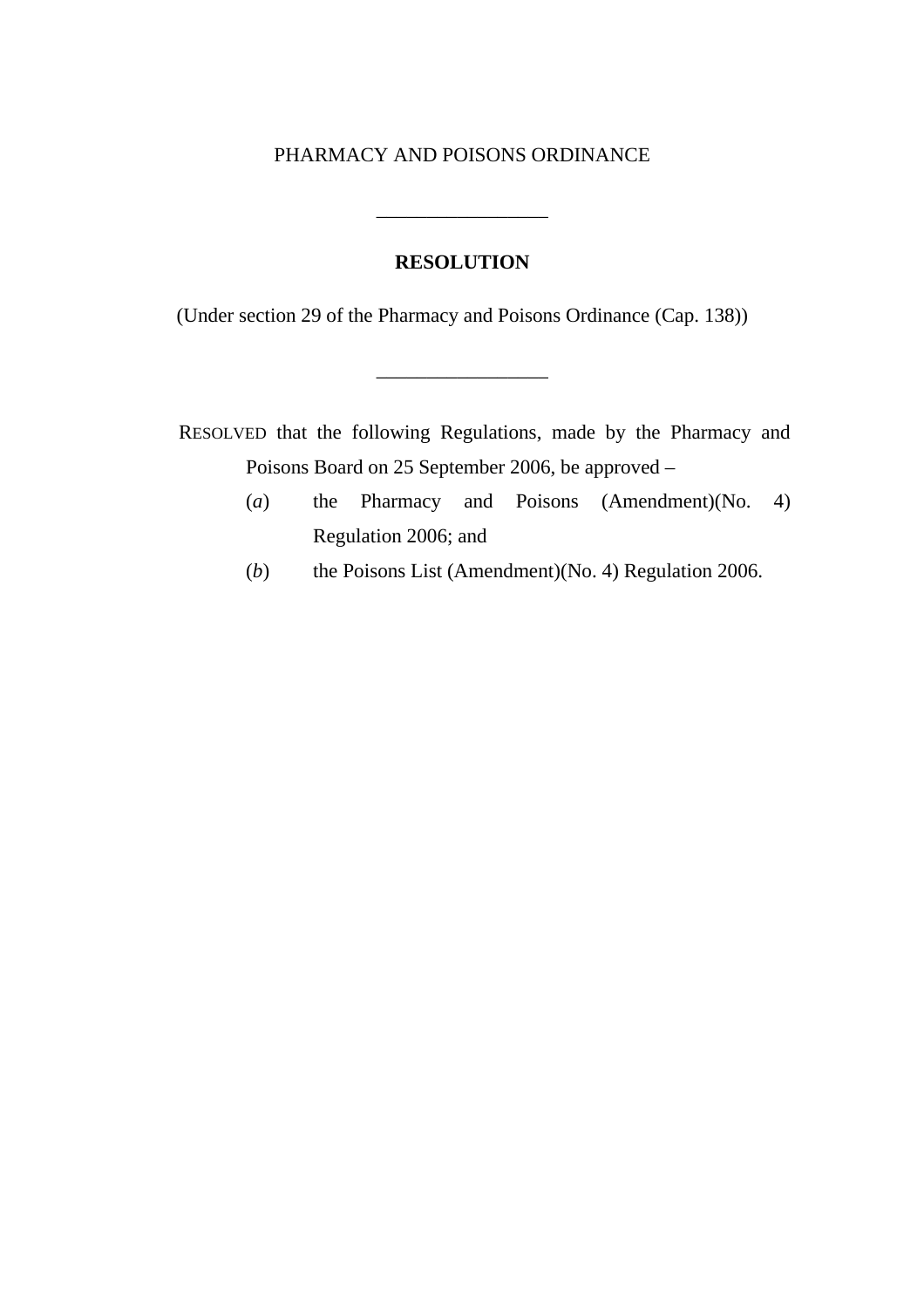PHARMACY AND POISONS ORDINANCE

---

**RESOLUTION**

(Under section 29 of the Pharmacy and Poisons Ordinance (Cap. 138))

---

RESOLVED that the following Regulations, made by the Pharmacy and Poisons Board on 25 September 2006, be approved –

(*a*) the Pharmacy and Poisons (Amendment)(No. 4) Regulation 2006; and

(*b*) the Poisons List (Amendment)(No. 4) Regulation 2006.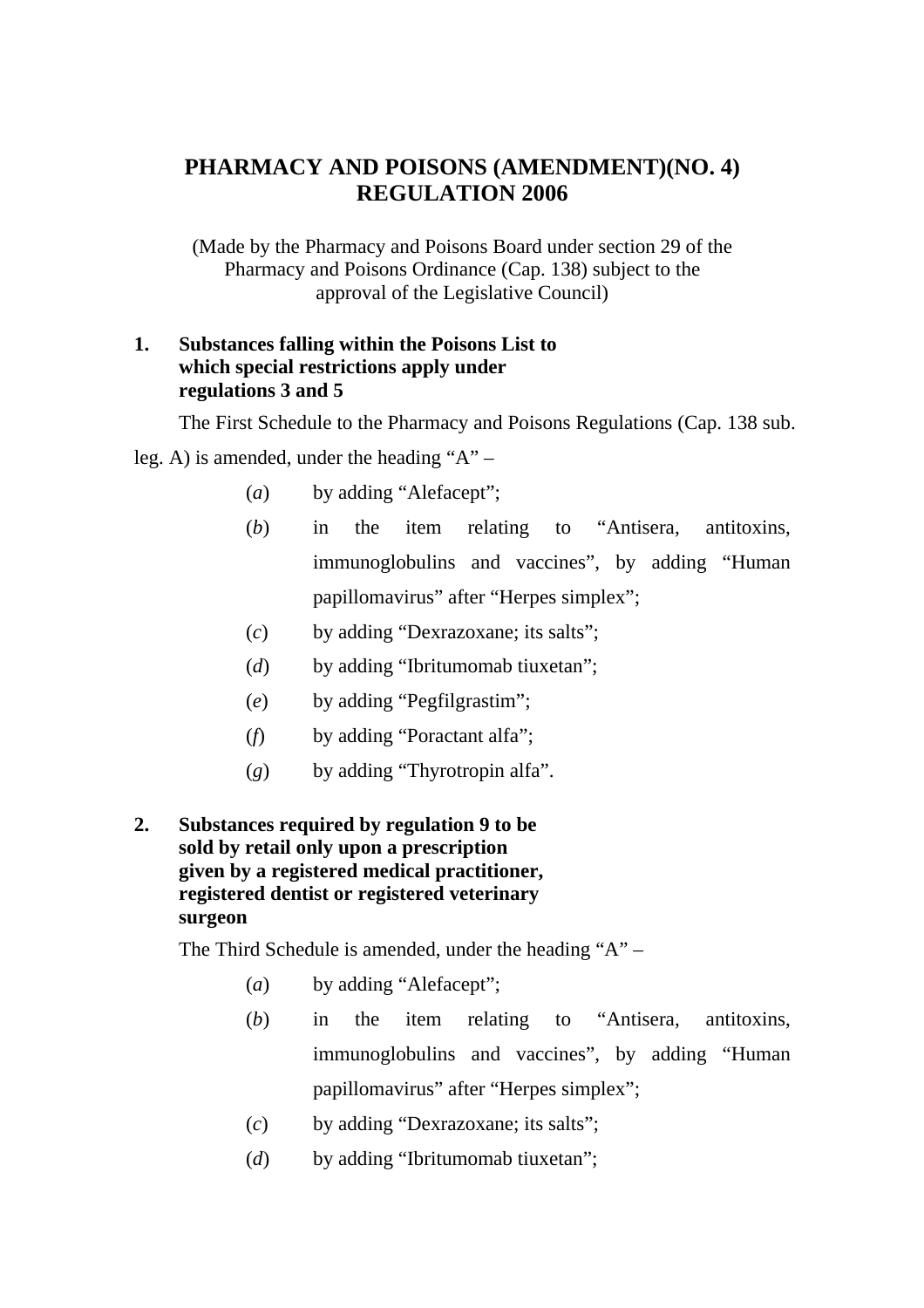# PHARMACY AND POISONS (AMENDMENT)(NO. 4) REGULATION 2006

(Made by the Pharmacy and Poisons Board under section 29 of the Pharmacy and Poisons Ordinance (Cap. 138) subject to the approval of the Legislative Council)

**1. Substances falling within the Poisons List to which special restrictions apply under regulations 3 and 5**

The First Schedule to the Pharmacy and Poisons Regulations (Cap. 138 sub. leg. A) is amended, under the heading "A" –

(*a*) by adding "Alefacept";

(*b*) in the item relating to "Antisera, antitoxins, immunoglobulins and vaccines", by adding "Human papillomavirus" after "Herpes simplex";

(*c*) by adding "Dexrazoxane; its salts";

(*d*) by adding "Ibritumomab tiuxetan";

(*e*) by adding "Pegfilgrastim";

(*f*) by adding "Poractant alfa";

(*g*) by adding "Thyrotropin alfa".

**2. Substances required by regulation 9 to be sold by retail only upon a prescription given by a registered medical practitioner, registered dentist or registered veterinary surgeon**

The Third Schedule is amended, under the heading "A" –

(*a*) by adding "Alefacept";

(*b*) in the item relating to "Antisera, antitoxins, immunoglobulins and vaccines", by adding "Human papillomavirus" after "Herpes simplex";

(*c*) by adding "Dexrazoxane; its salts";

(*d*) by adding "Ibritumomab tiuxetan";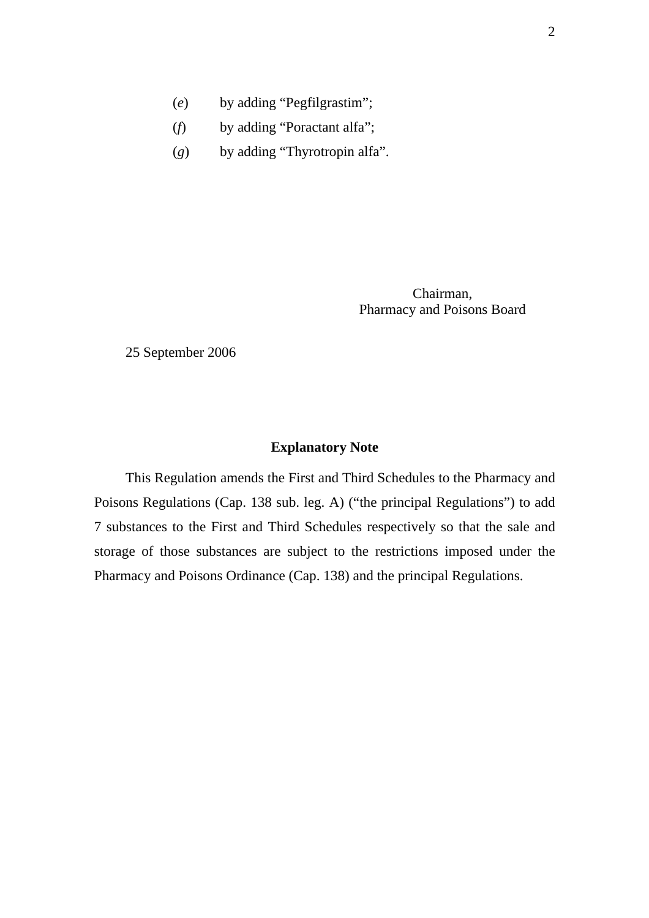(*e*) by adding “Pegfilgrastim”;

(*f*) by adding “Poractant alfa”;

(*g*) by adding “Thyrotropin alfa”.

Chairman,
Pharmacy and Poisons Board

25 September 2006

**Explanatory Note**

This Regulation amends the First and Third Schedules to the Pharmacy and Poisons Regulations (Cap. 138 sub. leg. A) (“the principal Regulations”) to add 7 substances to the First and Third Schedules respectively so that the sale and storage of those substances are subject to the restrictions imposed under the Pharmacy and Poisons Ordinance (Cap. 138) and the principal Regulations.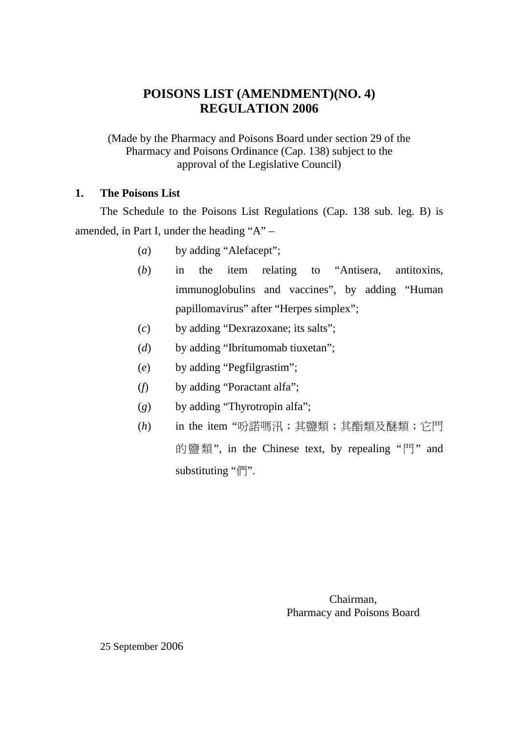# POISONS LIST (AMENDMENT)(NO. 4) REGULATION 2006

(Made by the Pharmacy and Poisons Board under section 29 of the Pharmacy and Poisons Ordinance (Cap. 138) subject to the approval of the Legislative Council)

**1. The Poisons List**

The Schedule to the Poisons List Regulations (Cap. 138 sub. leg. B) is amended, in Part I, under the heading "A" –

(*a*) by adding "Alefacept";

(*b*) in the item relating to "Antisera, antitoxins, immunoglobulins and vaccines", by adding "Human papillomavirus" after "Herpes simplex";

(*c*) by adding "Dexrazoxane; its salts";

(*d*) by adding "Ibritumomab tiuxetan";

(*e*) by adding "Pegfilgrastim";

(*f*) by adding "Poractant alfa";

(*g*) by adding "Thyrotropin alfa";

(*h*) in the item "吩諾嗎汛；其鹽類；其酯類及醚類；它門的鹽類", in the Chinese text, by repealing "門" and substituting "們".

Chairman,
Pharmacy and Poisons Board

25 September 2006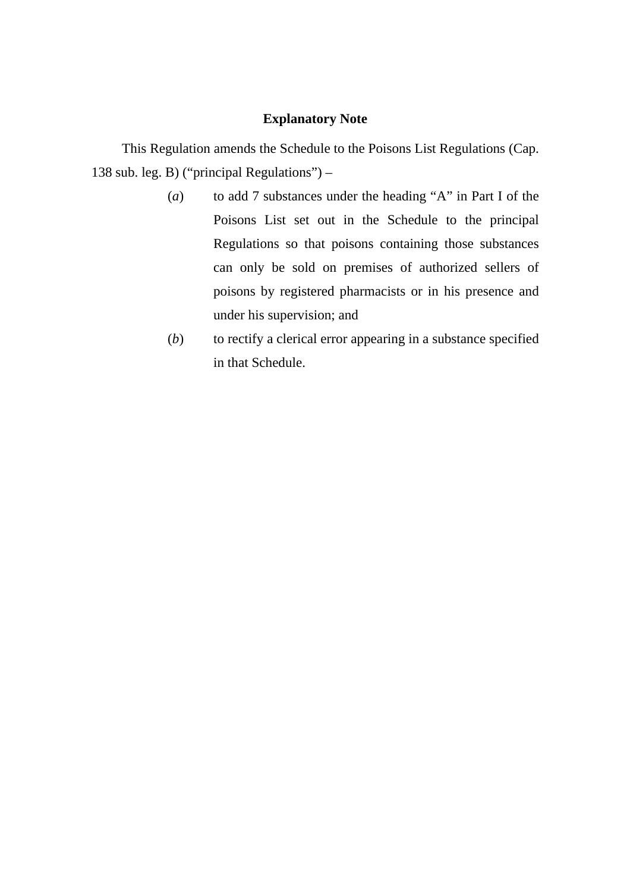## Explanatory Note

This Regulation amends the Schedule to the Poisons List Regulations (Cap. 138 sub. leg. B) (“principal Regulations”) –

(*a*) to add 7 substances under the heading “A” in Part I of the Poisons List set out in the Schedule to the principal Regulations so that poisons containing those substances can only be sold on premises of authorized sellers of poisons by registered pharmacists or in his presence and under his supervision; and

(*b*) to rectify a clerical error appearing in a substance specified in that Schedule.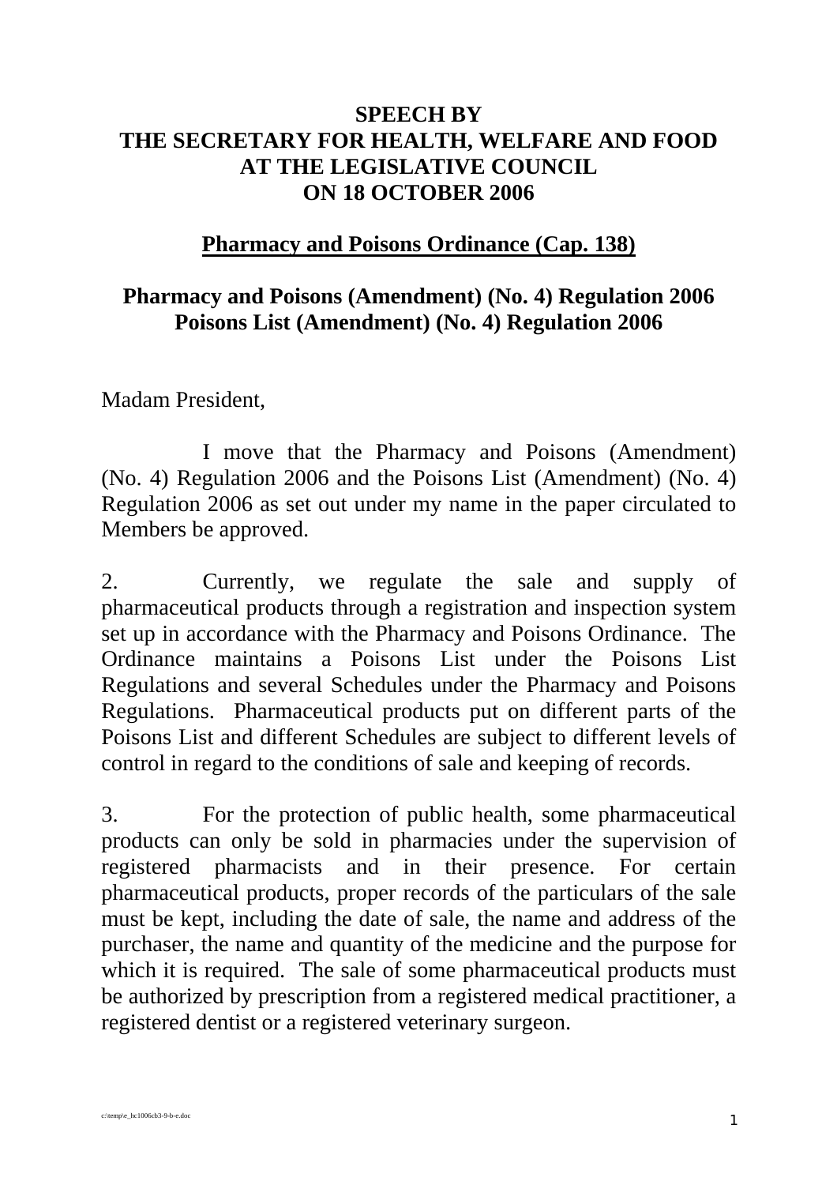**SPEECH BY**
**THE SECRETARY FOR HEALTH, WELFARE AND FOOD**
**AT THE LEGISLATIVE COUNCIL**
**ON 18 OCTOBER 2006**

**<u>Pharmacy and Poisons Ordinance (Cap. 138)</u>**

**Pharmacy and Poisons (Amendment) (No. 4) Regulation 2006**
**Poisons List (Amendment) (No. 4) Regulation 2006**

Madam President,

I move that the Pharmacy and Poisons (Amendment) (No. 4) Regulation 2006 and the Poisons List (Amendment) (No. 4) Regulation 2006 as set out under my name in the paper circulated to Members be approved.

2. Currently, we regulate the sale and supply of pharmaceutical products through a registration and inspection system set up in accordance with the Pharmacy and Poisons Ordinance. The Ordinance maintains a Poisons List under the Poisons List Regulations and several Schedules under the Pharmacy and Poisons Regulations. Pharmaceutical products put on different parts of the Poisons List and different Schedules are subject to different levels of control in regard to the conditions of sale and keeping of records.

3. For the protection of public health, some pharmaceutical products can only be sold in pharmacies under the supervision of registered pharmacists and in their presence. For certain pharmaceutical products, proper records of the particulars of the sale must be kept, including the date of sale, the name and address of the purchaser, the name and quantity of the medicine and the purpose for which it is required. The sale of some pharmaceutical products must be authorized by prescription from a registered medical practitioner, a registered dentist or a registered veterinary surgeon.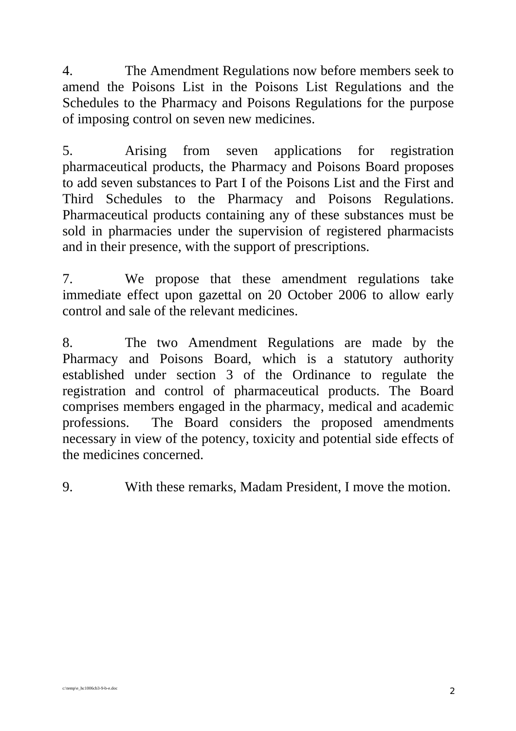4. The Amendment Regulations now before members seek to amend the Poisons List in the Poisons List Regulations and the Schedules to the Pharmacy and Poisons Regulations for the purpose of imposing control on seven new medicines.

5. Arising from seven applications for registration pharmaceutical products, the Pharmacy and Poisons Board proposes to add seven substances to Part I of the Poisons List and the First and Third Schedules to the Pharmacy and Poisons Regulations. Pharmaceutical products containing any of these substances must be sold in pharmacies under the supervision of registered pharmacists and in their presence, with the support of prescriptions.

7. We propose that these amendment regulations take immediate effect upon gazettal on 20 October 2006 to allow early control and sale of the relevant medicines.

8. The two Amendment Regulations are made by the Pharmacy and Poisons Board, which is a statutory authority established under section 3 of the Ordinance to regulate the registration and control of pharmaceutical products. The Board comprises members engaged in the pharmacy, medical and academic professions. The Board considers the proposed amendments necessary in view of the potency, toxicity and potential side effects of the medicines concerned.

9. With these remarks, Madam President, I move the motion.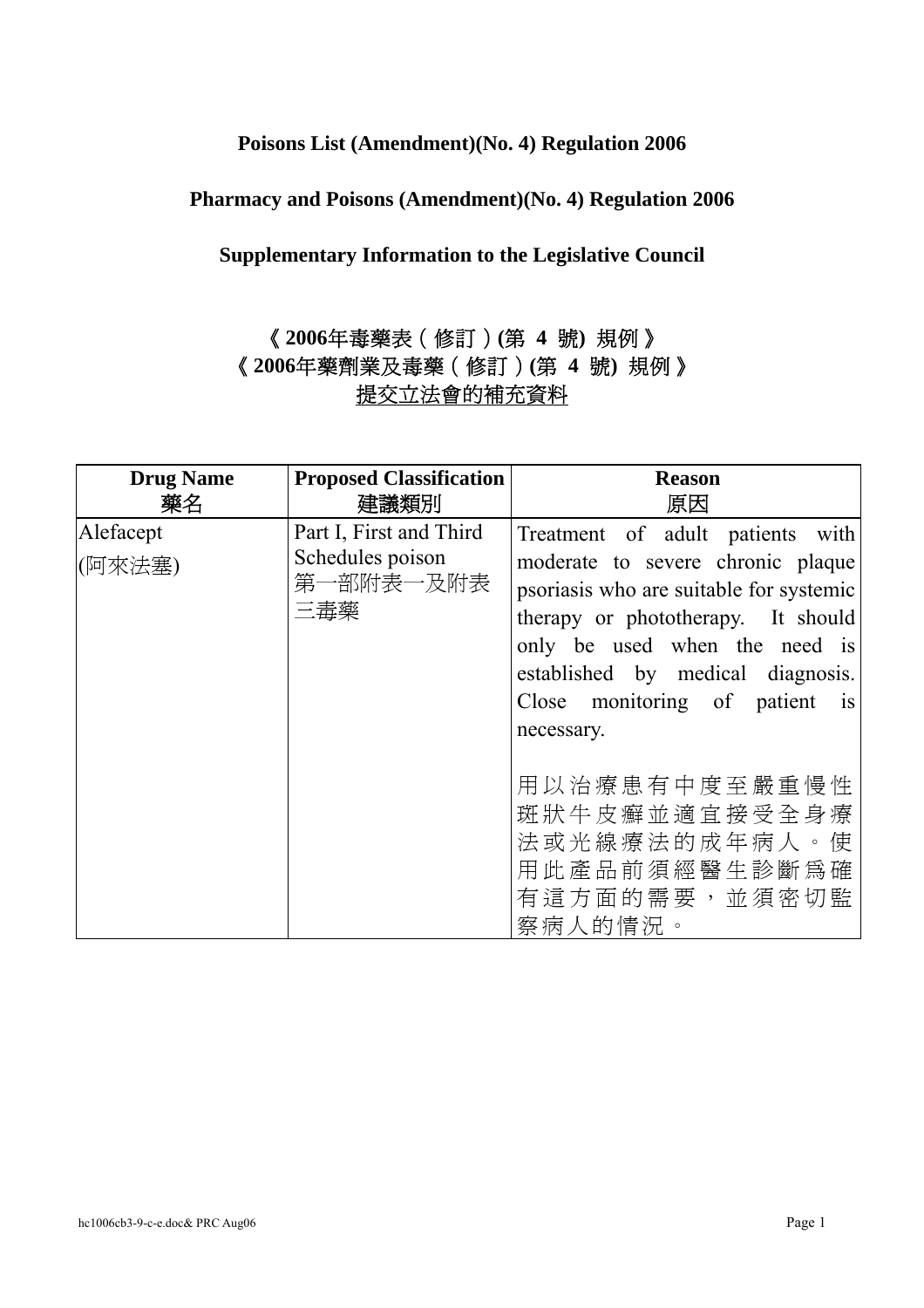**Poisons List (Amendment)(No. 4) Regulation 2006**

**Pharmacy and Poisons (Amendment)(No. 4) Regulation 2006**

**Supplementary Information to the Legislative Council**

**《2006年毒藥表（修訂）(第 4 號) 規例》**
**《2006年藥劑業及毒藥（修訂）(第 4 號) 規例》**
提交立法會的補充資料

| **Drug Name** 藥名 | **Proposed Classification** 建議類別 | **Reason** 原因 |
|---|---|---|
| Alefacept (阿來法塞) | Part I, First and Third Schedules poison 第一部附表一及附表三毒藥 | Treatment of adult patients with moderate to severe chronic plaque psoriasis who are suitable for systemic therapy or phototherapy. It should only be used when the need is established by medical diagnosis. Close monitoring of patient is necessary.<br><br>用以治療患有中度至嚴重慢性斑狀牛皮癬並適宜接受全身療法或光線療法的成年病人。使用此產品前須經醫生診斷爲確有這方面的需要，並須密切監察病人的情況。 |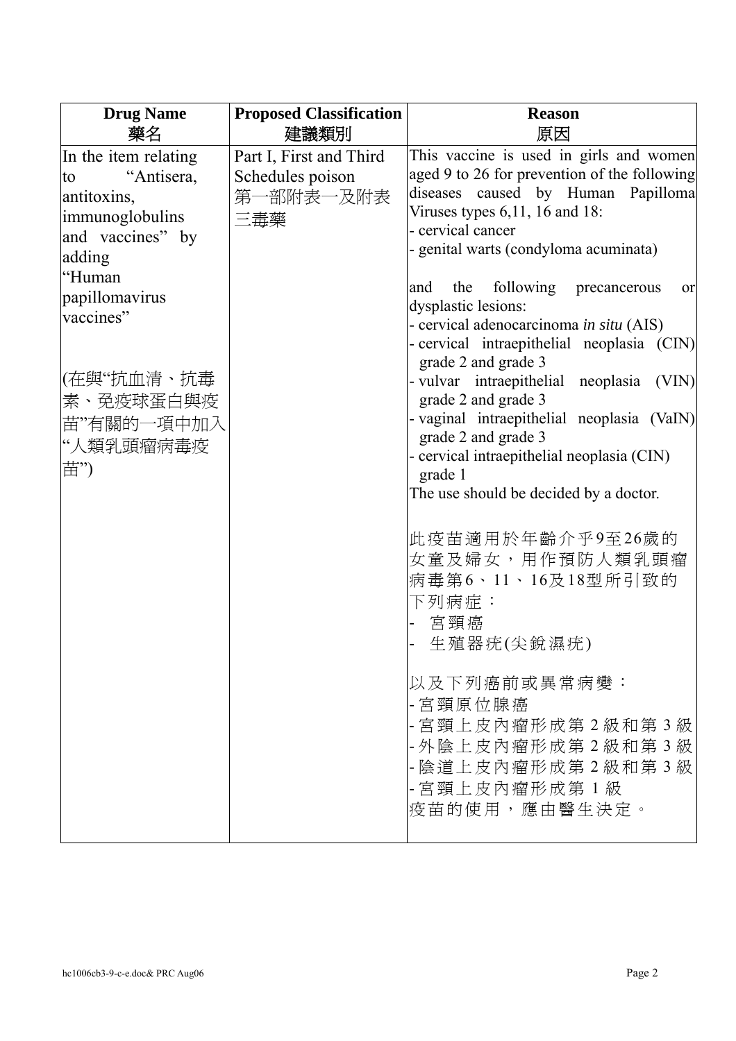| Drug Name<br>藥名 | Proposed Classification<br>建議類別 | Reason<br>原因 |
|---|---|---|
| In the item relating to "Antisera, antitoxins, immunoglobulins and vaccines" by adding "Human papillomavirus vaccines"<br><br>(在與"抗血清、抗毒素、免疫球蛋白與疫苗"有關的一項中加入"人類乳頭瘤病毒疫苗") | Part I, First and Third Schedules poison<br>第一部附表一及附表三毒藥 | This vaccine is used in girls and women aged 9 to 26 for prevention of the following diseases caused by Human Papilloma Viruses types 6,11, 16 and 18:<br>- cervical cancer<br>- genital warts (condyloma acuminata)<br><br>and the following precancerous or dysplastic lesions:<br>- cervical adenocarcinoma *in situ* (AIS)<br>- cervical intraepithelial neoplasia (CIN) grade 2 and grade 3<br>- vulvar intraepithelial neoplasia (VIN) grade 2 and grade 3<br>- vaginal intraepithelial neoplasia (VaIN) grade 2 and grade 3<br>- cervical intraepithelial neoplasia (CIN) grade 1<br>The use should be decided by a doctor.<br><br>此疫苗適用於年齡介乎9至26歲的女童及婦女，用作預防人類乳頭瘤病毒第6、11、16及18型所引致的下列病症：<br>- 宮頸癌<br>- 生殖器疣(尖銳濕疣)<br><br>以及下列癌前或異常病變：<br>- 宮頸原位腺癌<br>- 宮頸上皮內瘤形成第2級和第3級<br>- 外陰上皮內瘤形成第2級和第3級<br>- 陰道上皮內瘤形成第2級和第3級<br>- 宮頸上皮內瘤形成第1級<br>疫苗的使用，應由醫生決定。 |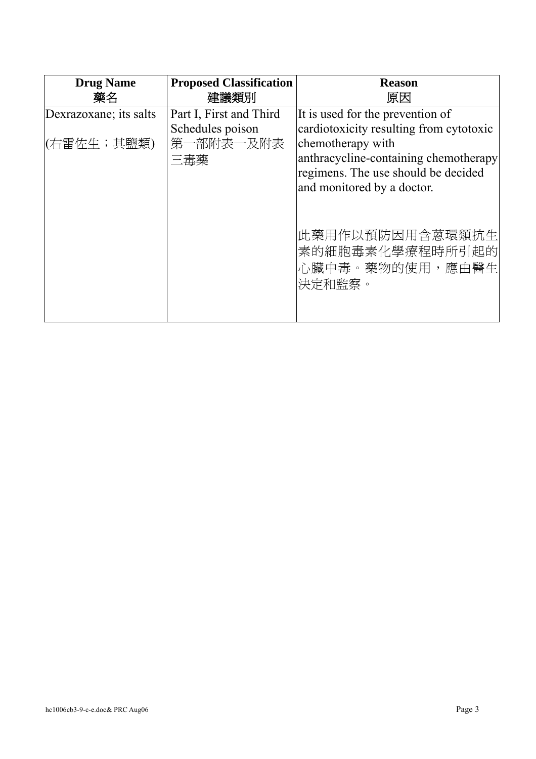| **Drug Name**<br>**藥名** | **Proposed Classification**<br>**建議類別** | **Reason**<br>**原因** |
|---|---|---|
| Dexrazoxane; its salts<br>(右雷佐生；其鹽類) | Part I, First and Third Schedules poison<br>第一部附表一及附表三毒藥 | It is used for the prevention of cardiotoxicity resulting from cytotoxic chemotherapy with anthracycline-containing chemotherapy regimens. The use should be decided and monitored by a doctor.<br><br>此藥用作以預防因用含蒽環類抗生素的細胞毒素化學療程時所引起的心臟中毒。藥物的使用，應由醫生決定和監察。 |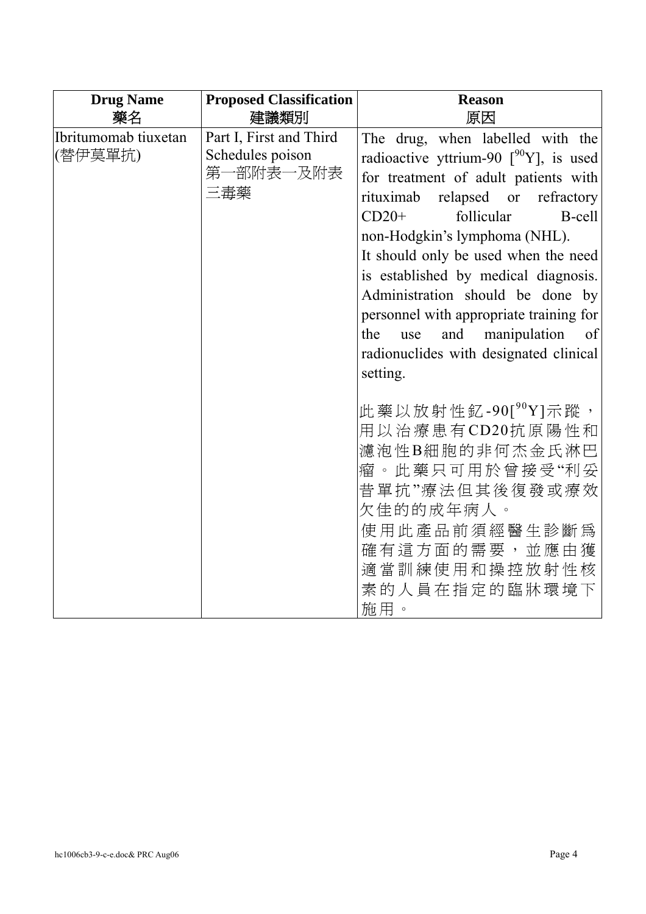| **Drug Name**<br>**藥名** | **Proposed Classification**<br>**建議類別** | **Reason**<br>**原因** |
|---|---|---|
| Ibritumomab tiuxetan<br>(替伊莫單抗) | Part I, First and Third Schedules poison<br>第一部附表一及附表三毒藥 | The drug, when labelled with the radioactive yttrium-90 [$^{90}Y$], is used for treatment of adult patients with rituximab relapsed or refractory CD20+ follicular B-cell non-Hodgkin's lymphoma (NHL).<br>It should only be used when the need is established by medical diagnosis. Administration should be done by personnel with appropriate training for the use and manipulation of radionuclides with designated clinical setting.<br><br>此藥以放射性釔-90[$^{90}Y$]示蹤，用以治療患有CD20抗原陽性和濾泡性B細胞的非何杰金氏淋巴瘤。此藥只可用於曾接受"利妥昔單抗"療法但其後復發或療效欠佳的的成年病人。<br>使用此產品前須經醫生診斷為確有這方面的需要，並應由獲適當訓練使用和操控放射性核素的人員在指定的臨牀環境下施用。 |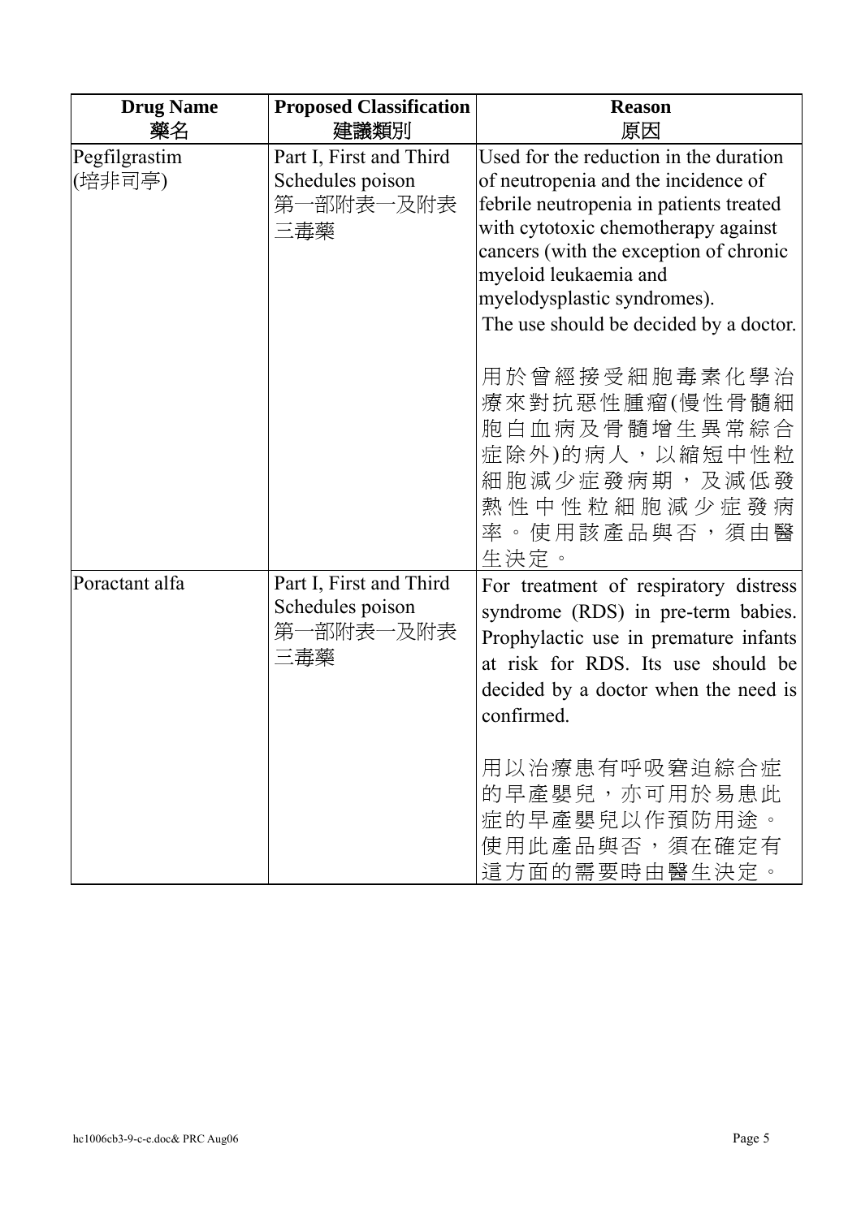| Drug Name<br>藥名 | Proposed Classification<br>建議類別 | Reason<br>原因 |
|---|---|---|
| Pegfilgrastim<br>(培非司亭) | Part I, First and Third Schedules poison<br>第一部附表一及附表三毒藥 | Used for the reduction in the duration of neutropenia and the incidence of febrile neutropenia in patients treated with cytotoxic chemotherapy against cancers (with the exception of chronic myeloid leukaemia and myelodysplastic syndromes). The use should be decided by a doctor.<br><br>用於曾經接受細胞毒素化學治療來對抗惡性腫瘤(慢性骨髓細胞白血病及骨髓增生異常綜合症除外)的病人，以縮短中性粒細胞減少症發病期，及減低發熱性中性粒細胞減少症發病率。使用該產品與否，須由醫生決定。 |
| Poractant alfa | Part I, First and Third Schedules poison<br>第一部附表一及附表三毒藥 | For treatment of respiratory distress syndrome (RDS) in pre-term babies. Prophylactic use in premature infants at risk for RDS. Its use should be decided by a doctor when the need is confirmed.<br><br>用以治療患有呼吸窘迫綜合症的早產嬰兒，亦可用於易患此症的早產嬰兒以作預防用途。使用此產品與否，須在確定有這方面的需要時由醫生決定。 |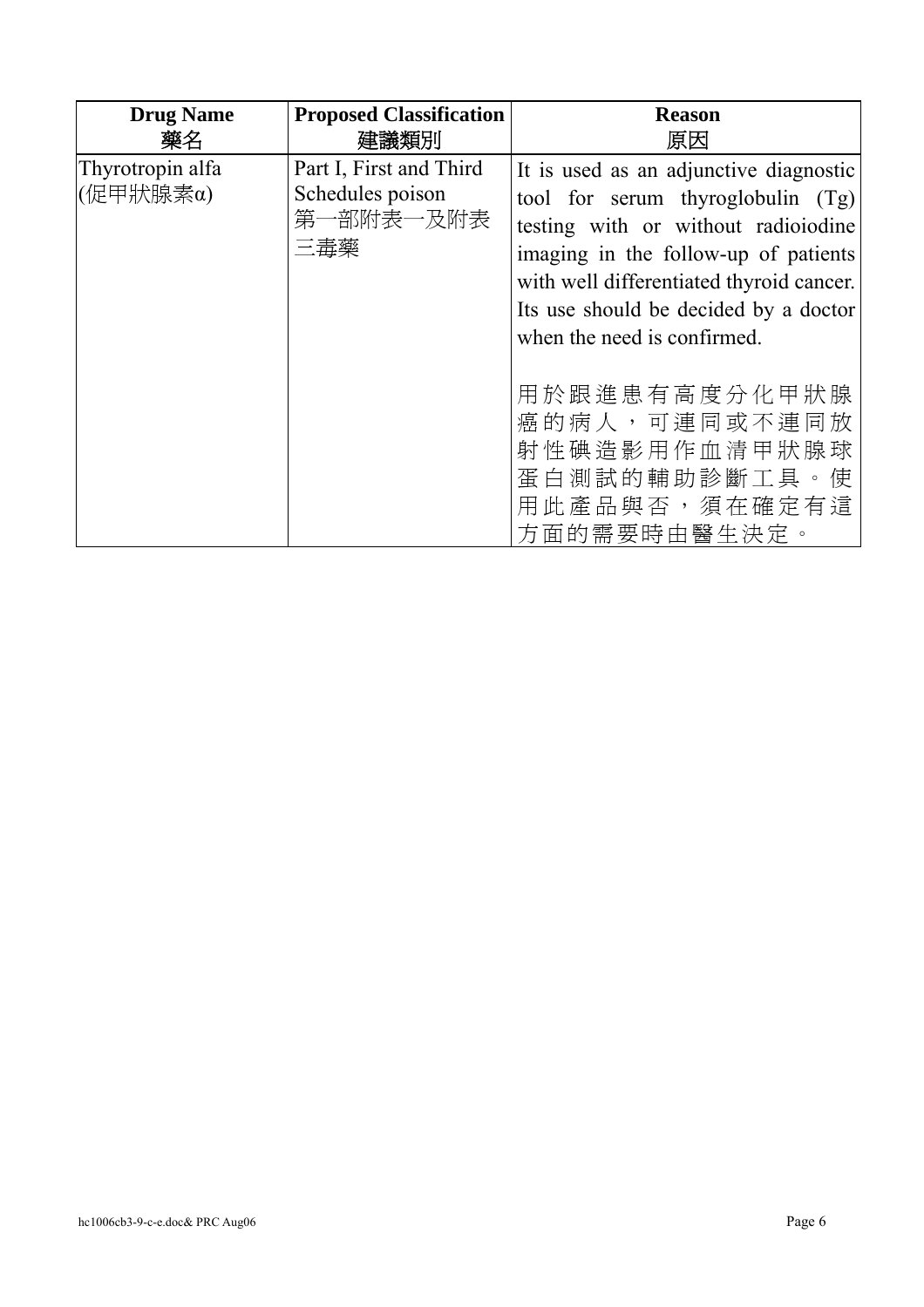| Drug Name<br>藥名 | Proposed Classification<br>建議類別 | Reason<br>原因 |
|---|---|---|
| Thyrotropin alfa<br>(促甲狀腺素α) | Part I, First and Third Schedules poison<br>第一部附表一及附表三毒藥 | It is used as an adjunctive diagnostic tool for serum thyroglobulin (Tg) testing with or without radioiodine imaging in the follow-up of patients with well differentiated thyroid cancer. Its use should be decided by a doctor when the need is confirmed.<br><br>用於跟進患有高度分化甲狀腺癌的病人，可連同或不連同放射性碘造影用作血清甲狀腺球蛋白測試的輔助診斷工具。使用此產品與否，須在確定有這方面的需要時由醫生決定。 |